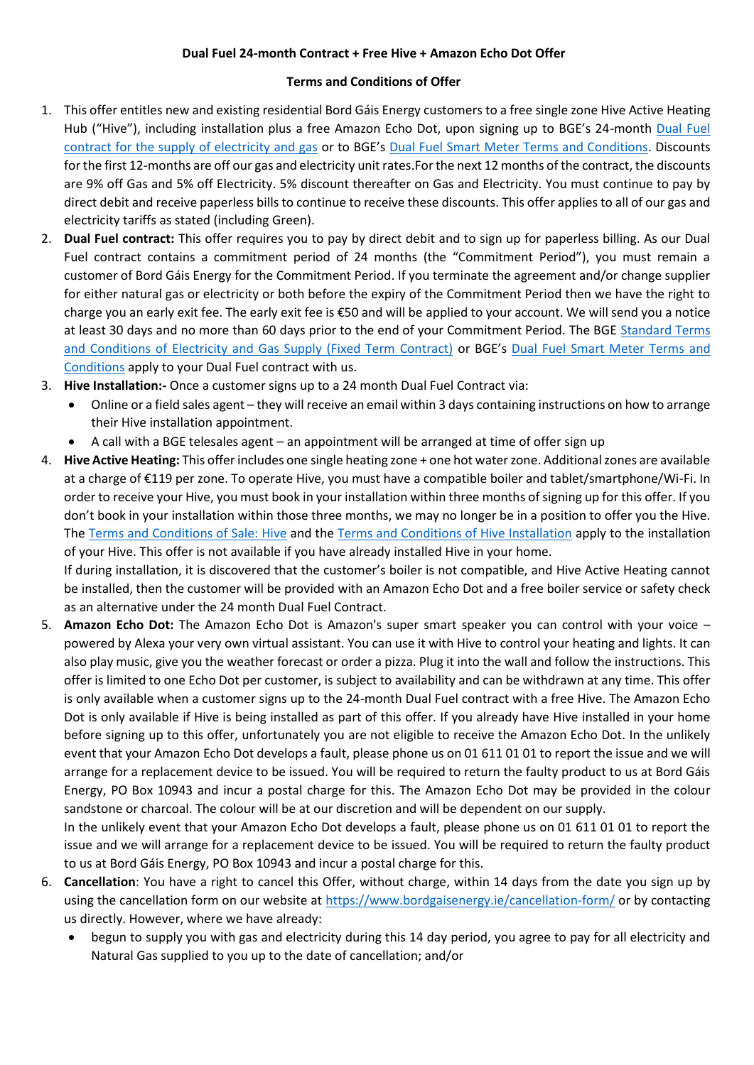**Dual Fuel 24-month Contract + Free Hive + Amazon Echo Dot Offer**

**Terms and Conditions of Offer**

1. This offer entitles new and existing residential Bord Gáis Energy customers to a free single zone Hive Active Heating Hub ("Hive"), including installation plus a free Amazon Echo Dot, upon signing up to BGE's 24-month Dual Fuel contract for the supply of electricity and gas or to BGE's Dual Fuel Smart Meter Terms and Conditions. Discounts for the first 12-months are off our gas and electricity unit rates.For the next 12 months of the contract, the discounts are 9% off Gas and 5% off Electricity. 5% discount thereafter on Gas and Electricity. You must continue to pay by direct debit and receive paperless bills to continue to receive these discounts. This offer applies to all of our gas and electricity tariffs as stated (including Green).
2. **Dual Fuel contract:** This offer requires you to pay by direct debit and to sign up for paperless billing. As our Dual Fuel contract contains a commitment period of 24 months (the "Commitment Period"), you must remain a customer of Bord Gáis Energy for the Commitment Period. If you terminate the agreement and/or change supplier for either natural gas or electricity or both before the expiry of the Commitment Period then we have the right to charge you an early exit fee. The early exit fee is €50 and will be applied to your account. We will send you a notice at least 30 days and no more than 60 days prior to the end of your Commitment Period. The BGE Standard Terms and Conditions of Electricity and Gas Supply (Fixed Term Contract) or BGE's Dual Fuel Smart Meter Terms and Conditions apply to your Dual Fuel contract with us.
3. **Hive Installation:-** Once a customer signs up to a 24 month Dual Fuel Contract via:
   - Online or a field sales agent – they will receive an email within 3 days containing instructions on how to arrange their Hive installation appointment.
   - A call with a BGE telesales agent – an appointment will be arranged at time of offer sign up
4. **Hive Active Heating:** This offer includes one single heating zone + one hot water zone. Additional zones are available at a charge of €119 per zone. To operate Hive, you must have a compatible boiler and tablet/smartphone/Wi-Fi. In order to receive your Hive, you must book in your installation within three months of signing up for this offer. If you don't book in your installation within those three months, we may no longer be in a position to offer you the Hive. The Terms and Conditions of Sale: Hive and the Terms and Conditions of Hive Installation apply to the installation of your Hive. This offer is not available if you have already installed Hive in your home.

   If during installation, it is discovered that the customer's boiler is not compatible, and Hive Active Heating cannot be installed, then the customer will be provided with an Amazon Echo Dot and a free boiler service or safety check as an alternative under the 24 month Dual Fuel Contract.
5. **Amazon Echo Dot:** The Amazon Echo Dot is Amazon's super smart speaker you can control with your voice – powered by Alexa your very own virtual assistant. You can use it with Hive to control your heating and lights. It can also play music, give you the weather forecast or order a pizza. Plug it into the wall and follow the instructions. This offer is limited to one Echo Dot per customer, is subject to availability and can be withdrawn at any time. This offer is only available when a customer signs up to the 24-month Dual Fuel contract with a free Hive. The Amazon Echo Dot is only available if Hive is being installed as part of this offer. If you already have Hive installed in your home before signing up to this offer, unfortunately you are not eligible to receive the Amazon Echo Dot. In the unlikely event that your Amazon Echo Dot develops a fault, please phone us on 01 611 01 01 to report the issue and we will arrange for a replacement device to be issued. You will be required to return the faulty product to us at Bord Gáis Energy, PO Box 10943 and incur a postal charge for this. The Amazon Echo Dot may be provided in the colour sandstone or charcoal. The colour will be at our discretion and will be dependent on our supply.

   In the unlikely event that your Amazon Echo Dot develops a fault, please phone us on 01 611 01 01 to report the issue and we will arrange for a replacement device to be issued. You will be required to return the faulty product to us at Bord Gáis Energy, PO Box 10943 and incur a postal charge for this.
6. **Cancellation**: You have a right to cancel this Offer, without charge, within 14 days from the date you sign up by using the cancellation form on our website at https://www.bordgaisenergy.ie/cancellation-form/ or by contacting us directly. However, where we have already:
   - begun to supply you with gas and electricity during this 14 day period, you agree to pay for all electricity and Natural Gas supplied to you up to the date of cancellation; and/or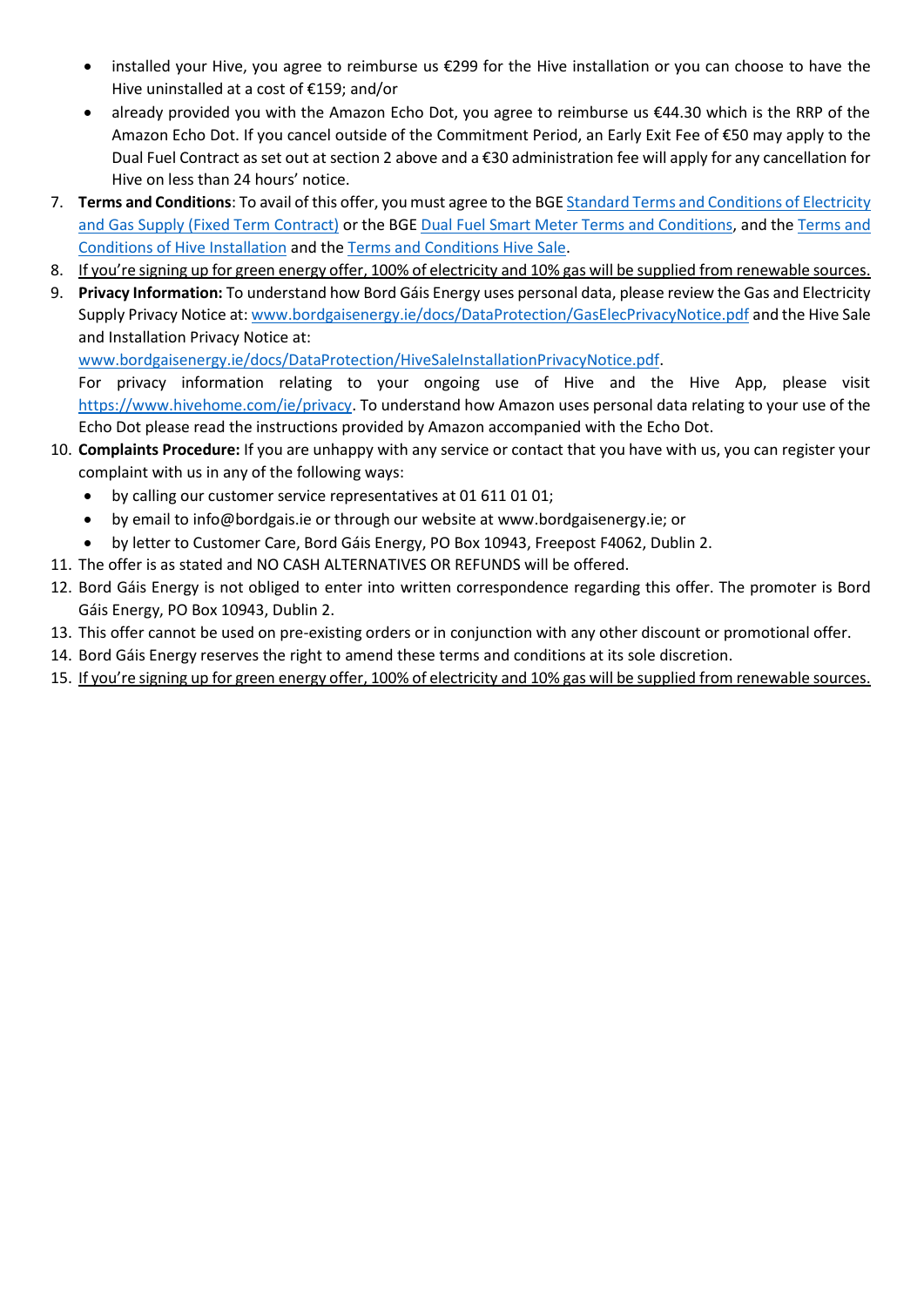- installed your Hive, you agree to reimburse us €299 for the Hive installation or you can choose to have the Hive uninstalled at a cost of €159; and/or
- already provided you with the Amazon Echo Dot, you agree to reimburse us €44.30 which is the RRP of the Amazon Echo Dot. If you cancel outside of the Commitment Period, an Early Exit Fee of €50 may apply to the Dual Fuel Contract as set out at section 2 above and a €30 administration fee will apply for any cancellation for Hive on less than 24 hours' notice.

7. **Terms and Conditions**: To avail of this offer, you must agree to the BGE Standard Terms and Conditions of Electricity and Gas Supply (Fixed Term Contract) or the BGE Dual Fuel Smart Meter Terms and Conditions, and the Terms and Conditions of Hive Installation and the Terms and Conditions Hive Sale.
8. If you're signing up for green energy offer, 100% of electricity and 10% gas will be supplied from renewable sources.
9. **Privacy Information:** To understand how Bord Gáis Energy uses personal data, please review the Gas and Electricity Supply Privacy Notice at: www.bordgaisenergy.ie/docs/DataProtection/GasElecPrivacyNotice.pdf and the Hive Sale and Installation Privacy Notice at: www.bordgaisenergy.ie/docs/DataProtection/HiveSaleInstallationPrivacyNotice.pdf.
   For privacy information relating to your ongoing use of Hive and the Hive App, please visit https://www.hivehome.com/ie/privacy. To understand how Amazon uses personal data relating to your use of the Echo Dot please read the instructions provided by Amazon accompanied with the Echo Dot.
10. **Complaints Procedure:** If you are unhappy with any service or contact that you have with us, you can register your complaint with us in any of the following ways:
    - by calling our customer service representatives at 01 611 01 01;
    - by email to info@bordgais.ie or through our website at www.bordgaisenergy.ie; or
    - by letter to Customer Care, Bord Gáis Energy, PO Box 10943, Freepost F4062, Dublin 2.
11. The offer is as stated and NO CASH ALTERNATIVES OR REFUNDS will be offered.
12. Bord Gáis Energy is not obliged to enter into written correspondence regarding this offer. The promoter is Bord Gáis Energy, PO Box 10943, Dublin 2.
13. This offer cannot be used on pre-existing orders or in conjunction with any other discount or promotional offer.
14. Bord Gáis Energy reserves the right to amend these terms and conditions at its sole discretion.
15. If you're signing up for green energy offer, 100% of electricity and 10% gas will be supplied from renewable sources.